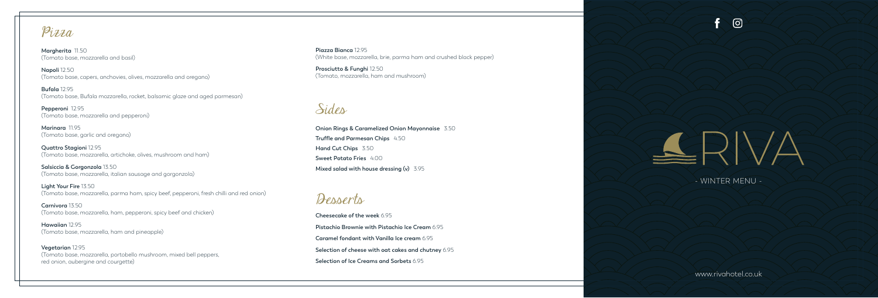## Pizza

**Margherita** 11.50
(Tomato base, mozzarella and basil)

**Napoli** 12.50
(Tomato base, capers, anchovies, olives, mozzarella and oregano)

**Bufala** 12.95
(Tomato base, Bufala mozzarella, rocket, balsamic glaze and aged parmesan)

**Pepperoni** 12.95
(Tomato base, mozzarella and pepperoni)

**Marinara** 11.95
(Tomato base, garlic and oregano)

**Quattro Stagioni** 12.95
(Tomato base, mozzarella, artichoke, olives, mushroom and ham)

**Salsiccia & Gorgonzola** 13.50
(Tomato base, mozzarella, italian sausage and gorgonzola)

**Light Your Fire** 13.50
(Tomato base, mozzarella, parma ham, spicy beef, pepperoni, fresh chilli and red onion)

**Carnivora** 13.50
(Tomato base, mozzarella, ham, pepperoni, spicy beef and chicken)

**Hawaiian** 12.95
(Tomato base, mozzarella, ham and pineapple)

**Vegetarian** 12.95
(Tomato base, mozzarella, portobello mushroom, mixed bell peppers, red onion, aubergine and courgette)

**Piazza Bianca** 12.95
(White base, mozzarella, brie, parma ham and crushed black pepper)

**Prosciutto & Funghi** 12.50
(Tomato, mozzarella, ham and mushroom)

## Sides

**Onion Rings & Caramelized Onion Mayonnaise** 3.50

**Truffle and Parmesan Chips** 4.50

**Hand Cut Chips** 3.50

**Sweet Potato Fries** 4.00

**Mixed salad with house dressing (v)** 3.95

## Desserts

**Cheesecake of the week** 6.95

**Pistachio Brownie with Pistachio Ice Cream** 6.95

**Caramel fondant with Vanilla Ice cream** 6.95

**Selection of cheese with oat cakes and chutney** 6.95

**Selection of Ice Creams and Sorbets** 6.95

# RIVA

- WINTER MENU -

www.rivahotel.co.uk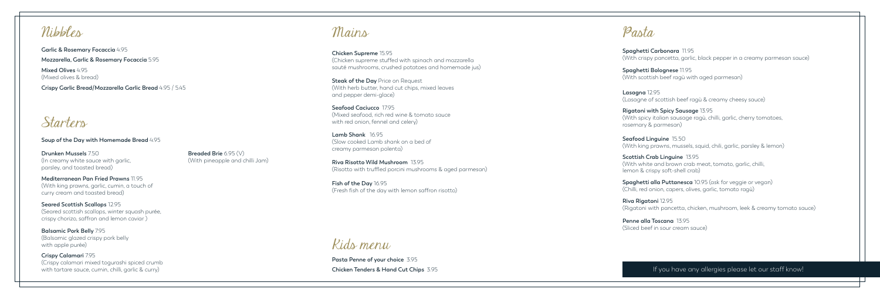# Nibbles

**Garlic & Rosemary Focaccia** 4.95

**Mozzarella, Garlic & Rosemary Focaccia** 5.95

**Mixed Olives** 4.95
(Mixed olives & bread)

**Crispy Garlic Bread/Mozzarella Garlic Bread** 4.95 / 5.45

# Starters

**Soup of the Day with Homemade Bread** 4.95

**Drunken Mussels** 7.50
(In creamy white sauce with garlic, parsley, and toasted bread)

**Mediterranean Pan Fried Prawns** 11.95
(With king prawns, garlic, cumin, a touch of curry cream and toasted bread)

**Seared Scottish Scallops** 12.95
(Seared scottish scallops, winter squash purée, crispy chorizo, saffron and lemon caviar )

**Balsamic Pork Belly** 7.95
(Balsamic glazed crispy pork belly with apple purée)

**Crispy Calamari** 7.95
(Crispy calamari mixed togurashi spiced crumb with tartare sauce, cumin, chilli, garlic & curry)

**Breaded Brie** 6.95 (V)
(With pineapple and chilli Jam)

# Mains

**Chicken Supreme** 15.95
(Chicken supreme stuffed with spinach and mozzarella sauté mushrooms, crushed potatoes and homemade jus)

**Steak of the Day** Price on Request
(With herb butter, hand cut chips, mixed leaves and pepper demi-glace)

**Seafood Caciucco** 17.95
(Mixed seafood, rich red wine & tomato sauce with red onion, fennel and celery)

**Lamb Shank** 16.95
(Slow cooked Lamb shank on a bed of creamy parmesan polenta)

**Riva Risotto Wild Mushroom** 13.95
(Risotto with truffled porcini mushrooms & aged parmesan)

**Fish of the Day** 16.95
(Fresh fish of the day with lemon saffron risotto)

# Kids menu

**Pasta Penne of your choice** 3.95

**Chicken Tenders & Hand Cut Chips** 3.95

# Pasta

**Spaghetti Carbonara** 11.95
(With crispy pancetta, garlic, black pepper in a creamy parmesan sauce)

**Spaghetti Bolognese** 11.95
(With scottish beef ragù with aged parmesan)

**Lasagna** 12.95
(Lasagne of scottish beef ragù & creamy cheesy sauce)

**Rigatoni with Spicy Sausage** 13.95
(With spicy italian sausage ragù, chilli, garlic, cherry tomatoes, rosemary & parmesan)

**Seafood Linguine** 15.50
(With king prawns, mussels, squid, chili, garlic, parsley & lemon)

**Scottish Crab Linguine** 13.95
(With white and brown crab meat, tomato, garlic, chilli, lemon & crispy soft-shell crab)

**Spaghetti alla Puttanesca** 10.95 (ask for veggie or vegan)
(Chilli, red onion, capers, olives, garlic, tomato ragù)

**Riva Rigatoni** 12.95
(Rigatoni with pancetta, chicken, mushroom, leek & creamy tomato sauce)

**Penne alla Toscana** 13.95
(Sliced beef in sour cream sauce)

If you have any allergies please let our staff know!